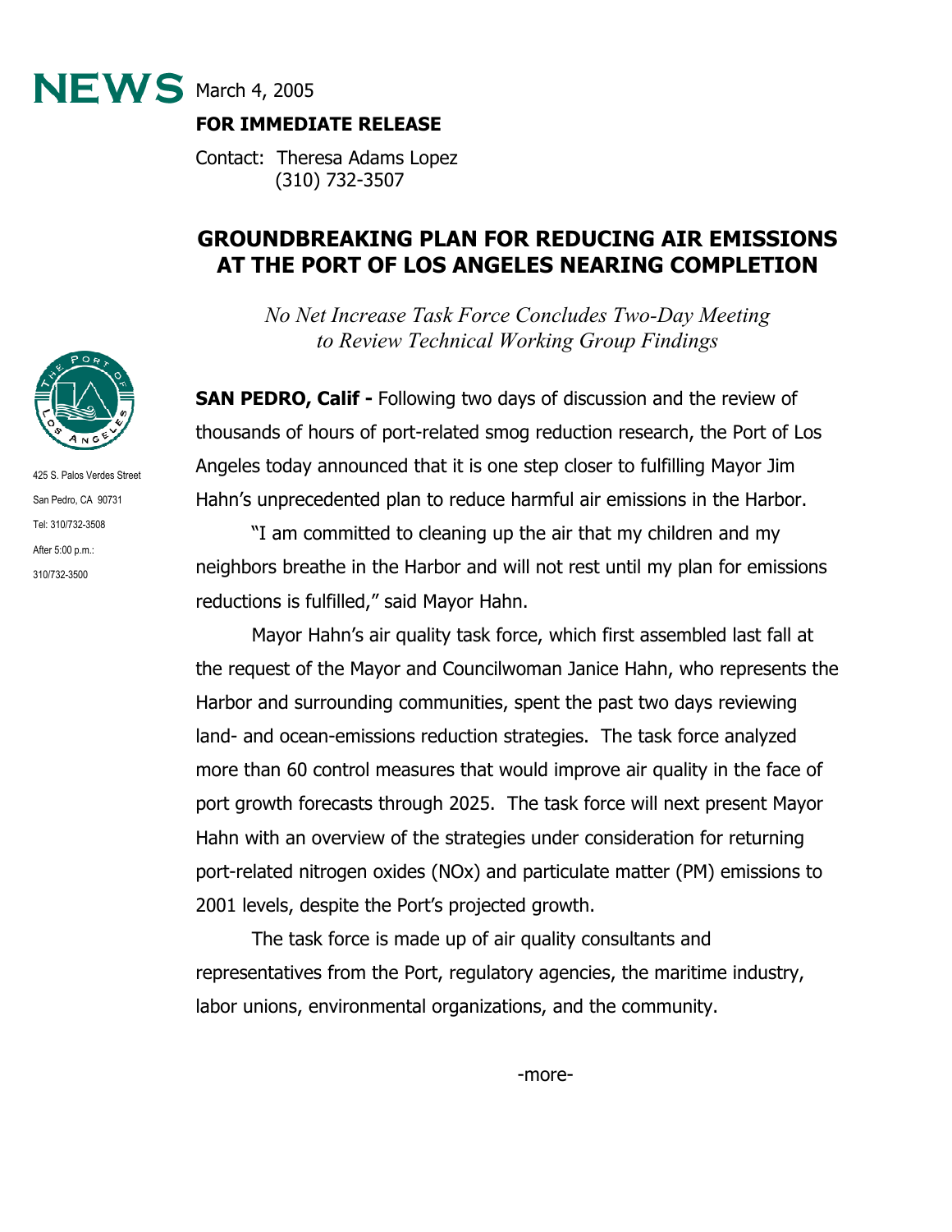**NEWS** March 4, 2005

**FOR IMMEDIATE RELEASE**

Contact: Theresa Adams Lopez
(310) 732-3507

425 S. Palos Verdes Street
San Pedro, CA 90731
Tel: 310/732-3508
After 5:00 p.m.:
310/732-3500

# GROUNDBREAKING PLAN FOR REDUCING AIR EMISSIONS AT THE PORT OF LOS ANGELES NEARING COMPLETION

*No Net Increase Task Force Concludes Two-Day Meeting to Review Technical Working Group Findings*

**SAN PEDRO, Calif -** Following two days of discussion and the review of thousands of hours of port-related smog reduction research, the Port of Los Angeles today announced that it is one step closer to fulfilling Mayor Jim Hahn's unprecedented plan to reduce harmful air emissions in the Harbor.

"I am committed to cleaning up the air that my children and my neighbors breathe in the Harbor and will not rest until my plan for emissions reductions is fulfilled," said Mayor Hahn.

Mayor Hahn's air quality task force, which first assembled last fall at the request of the Mayor and Councilwoman Janice Hahn, who represents the Harbor and surrounding communities, spent the past two days reviewing land- and ocean-emissions reduction strategies. The task force analyzed more than 60 control measures that would improve air quality in the face of port growth forecasts through 2025. The task force will next present Mayor Hahn with an overview of the strategies under consideration for returning port-related nitrogen oxides (NOx) and particulate matter (PM) emissions to 2001 levels, despite the Port's projected growth.

The task force is made up of air quality consultants and representatives from the Port, regulatory agencies, the maritime industry, labor unions, environmental organizations, and the community.

-more-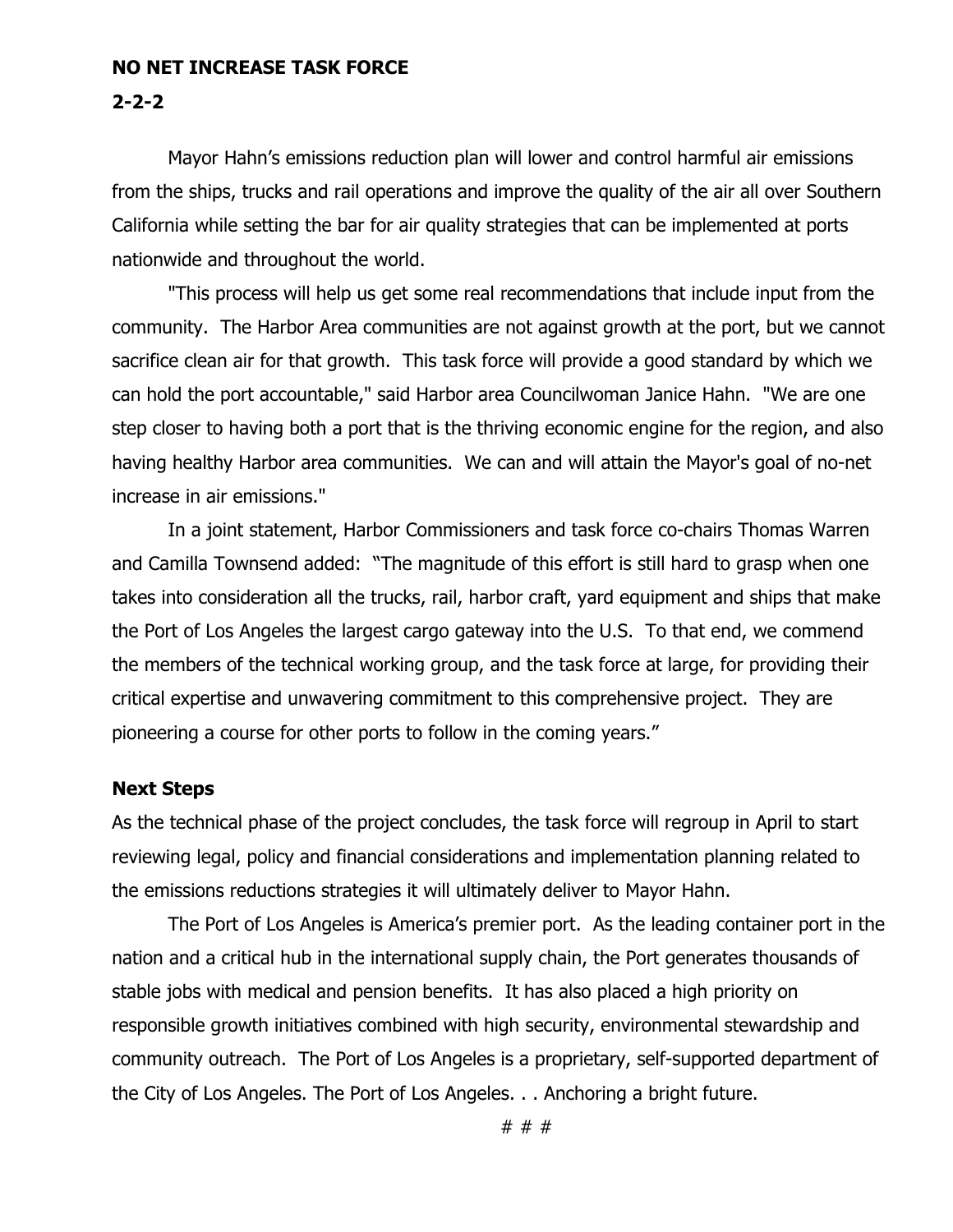**NO NET INCREASE TASK FORCE**

**2-2-2**

Mayor Hahn's emissions reduction plan will lower and control harmful air emissions from the ships, trucks and rail operations and improve the quality of the air all over Southern California while setting the bar for air quality strategies that can be implemented at ports nationwide and throughout the world.

"This process will help us get some real recommendations that include input from the community. The Harbor Area communities are not against growth at the port, but we cannot sacrifice clean air for that growth. This task force will provide a good standard by which we can hold the port accountable," said Harbor area Councilwoman Janice Hahn. "We are one step closer to having both a port that is the thriving economic engine for the region, and also having healthy Harbor area communities. We can and will attain the Mayor's goal of no-net increase in air emissions."

In a joint statement, Harbor Commissioners and task force co-chairs Thomas Warren and Camilla Townsend added: "The magnitude of this effort is still hard to grasp when one takes into consideration all the trucks, rail, harbor craft, yard equipment and ships that make the Port of Los Angeles the largest cargo gateway into the U.S. To that end, we commend the members of the technical working group, and the task force at large, for providing their critical expertise and unwavering commitment to this comprehensive project. They are pioneering a course for other ports to follow in the coming years."

**Next Steps**

As the technical phase of the project concludes, the task force will regroup in April to start reviewing legal, policy and financial considerations and implementation planning related to the emissions reductions strategies it will ultimately deliver to Mayor Hahn.

The Port of Los Angeles is America's premier port. As the leading container port in the nation and a critical hub in the international supply chain, the Port generates thousands of stable jobs with medical and pension benefits. It has also placed a high priority on responsible growth initiatives combined with high security, environmental stewardship and community outreach. The Port of Los Angeles is a proprietary, self-supported department of the City of Los Angeles. The Port of Los Angeles. . . Anchoring a bright future.

# # #